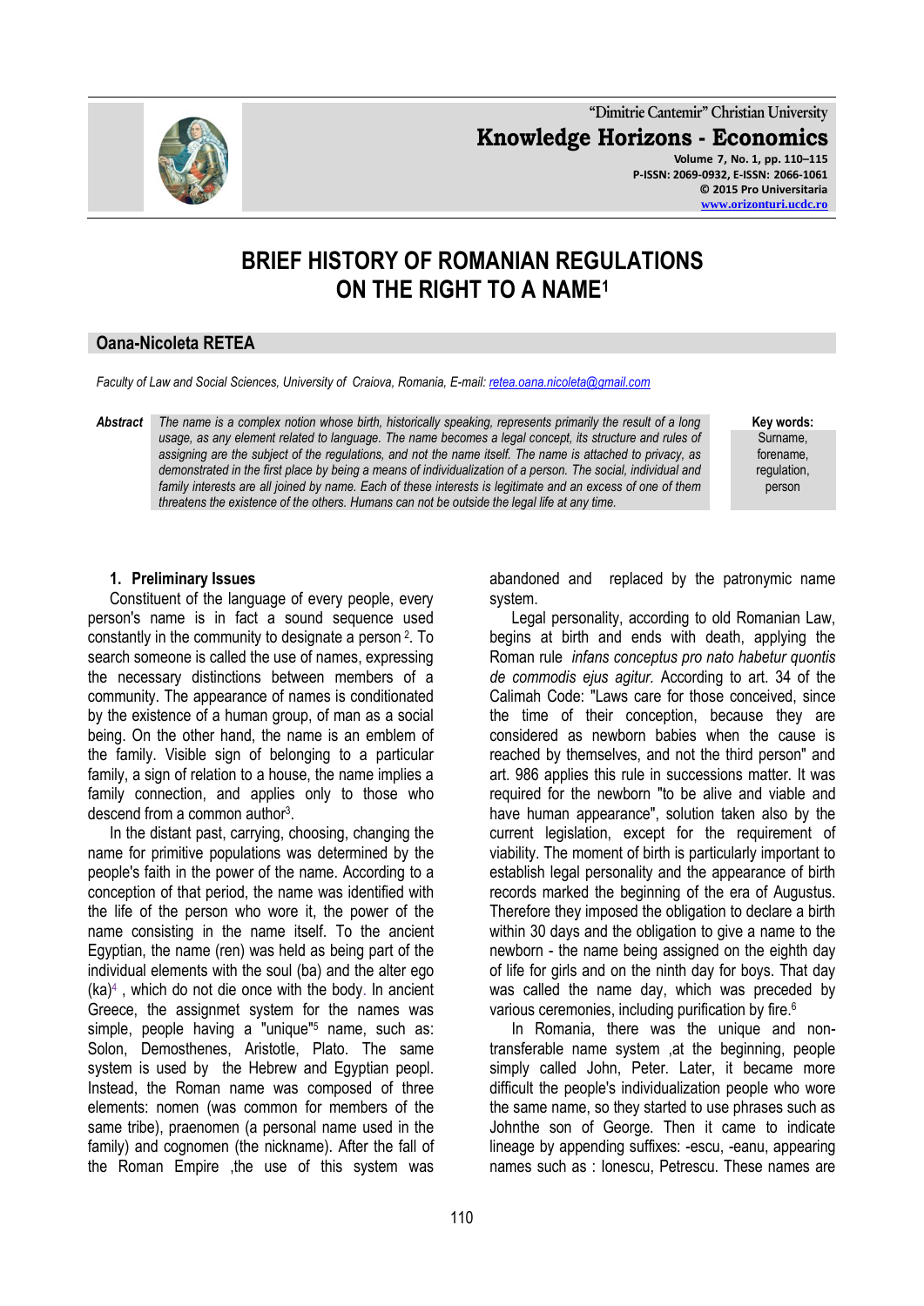"Dimitrie Cantemir" Christian University

**Knowledge Horizons - Economics**

Volume 7, No. 1, pp. 110–115
P-ISSN: 2069-0932, E-ISSN: 2066-1061
© 2015 Pro Universitaria
www.orizonturi.ucdc.ro

# BRIEF HISTORY OF ROMANIAN REGULATIONS ON THE RIGHT TO A NAME[1]

## Oana-Nicoleta RETEA

*Faculty of Law and Social Sciences, University of Craiova, Romania, E-mail: retea.oana.nicoleta@gmail.com*

***Abstract*** *The name is a complex notion whose birth, historically speaking, represents primarily the result of a long usage, as any element related to language. The name becomes a legal concept, its structure and rules of assigning are the subject of the regulations, and not the name itself. The name is attached to privacy, as demonstrated in the first place by being a means of individualization of a person. The social, individual and family interests are all joined by name. Each of these interests is legitimate and an excess of one of them threatens the existence of the others. Humans can not be outside the legal life at any time.*

**Key words:** Surname, forename, regulation, person

### 1. Preliminary Issues

Constituent of the language of every people, every person's name is in fact a sound sequence used constantly in the community to designate a person [2]. To search someone is called the use of names, expressing the necessary distinctions between members of a community. The appearance of names is conditionated by the existence of a human group, of man as a social being. On the other hand, the name is an emblem of the family. Visible sign of belonging to a particular family, a sign of relation to a house, the name implies a family connection, and applies only to those who descend from a common author[3].

In the distant past, carrying, choosing, changing the name for primitive populations was determined by the people's faith in the power of the name. According to a conception of that period, the name was identified with the life of the person who wore it, the power of the name consisting in the name itself. To the ancient Egyptian, the name (ren) was held as being part of the individual elements with the soul (ba) and the alter ego (ka)[4] , which do not die once with the body. In ancient Greece, the assignmet system for the names was simple, people having a "unique"[5] name, such as: Solon, Demosthenes, Aristotle, Plato. The same system is used by the Hebrew and Egyptian peopl. Instead, the Roman name was composed of three elements: nomen (was common for members of the same tribe), praenomen (a personal name used in the family) and cognomen (the nickname). After the fall of the Roman Empire ,the use of this system was abandoned and replaced by the patronymic name system.

Legal personality, according to old Romanian Law, begins at birth and ends with death, applying the Roman rule *infans conceptus pro nato habetur quontis de commodis ejus agitur.* According to art. 34 of the Calimah Code: "Laws care for those conceived, since the time of their conception, because they are considered as newborn babies when the cause is reached by themselves, and not the third person" and art. 986 applies this rule in successions matter. It was required for the newborn "to be alive and viable and have human appearance", solution taken also by the current legislation, except for the requirement of viability. The moment of birth is particularly important to establish legal personality and the appearance of birth records marked the beginning of the era of Augustus. Therefore they imposed the obligation to declare a birth within 30 days and the obligation to give a name to the newborn - the name being assigned on the eighth day of life for girls and on the ninth day for boys. That day was called the name day, which was preceded by various ceremonies, including purification by fire.[6]

In Romania, there was the unique and non-transferable name system ,at the beginning, people simply called John, Peter. Later, it became more difficult the people's individualization people who wore the same name, so they started to use phrases such as Johnthe son of George. Then it came to indicate lineage by appending suffixes: -escu, -eanu, appearing names such as : Ionescu, Petrescu. These names are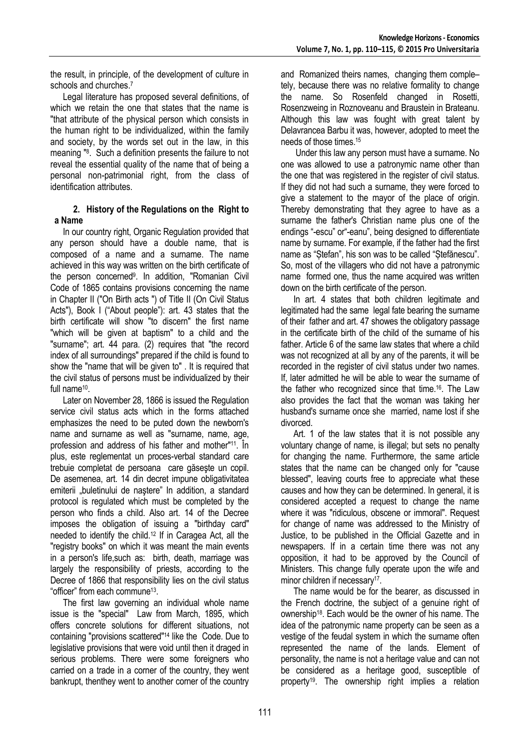the result, in principle, of the development of culture in schools and churches.[7]

Legal literature has proposed several definitions, of which we retain the one that states that the name is "that attribute of the physical person which consists in the human right to be individualized, within the family and society, by the words set out in the law, in this meaning "[8]. Such a definition presents the failure to not reveal the essential quality of the name that of being a personal non-patrimonial right, from the class of identification attributes.

## 2. History of the Regulations on the Right to a Name

In our country right, Organic Regulation provided that any person should have a double name, that is composed of a name and a surname. The name achieved in this way was written on the birth certificate of the person concerned[9]. In addition, "Romanian Civil Code of 1865 contains provisions concerning the name in Chapter II ("On Birth acts ") of Title II (On Civil Status Acts"), Book I ("About people"): art. 43 states that the birth certificate will show "to discern" the first name "which will be given at baptism" to a child and the "surname"; art. 44 para. (2) requires that "the record index of all surroundings" prepared if the child is found to show the "name that will be given to" . It is required that the civil status of persons must be individualized by their full name[10].

Later on November 28, 1866 is issued the Regulation service civil status acts which in the forms attached emphasizes the need to be puted down the newborn's name and surname as well as "surname, name, age, profession and address of his father and mother"[11]. În plus, este reglementat un proces-verbal standard care trebuie completat de persoana care găseşte un copil. De asemenea, art. 14 din decret impune obligativitatea emiterii „buletinului de naştere" In addition, a standard protocol is regulated which must be completed by the person who finds a child. Also art. 14 of the Decree imposes the obligation of issuing a "birthday card" needed to identify the child.[12] If in Caragea Act, all the "registry books" on which it was meant the main events in a person's life,such as: birth, death, marriage was largely the responsibility of priests, according to the Decree of 1866 that responsibility lies on the civil status "officer" from each commune[13].

The first law governing an individual whole name issue is the "special" Law from March, 1895, which offers concrete solutions for different situations, not containing "provisions scattered"[14] like the Code. Due to legislative provisions that were void until then it draged in serious problems. There were some foreigners who carried on a trade in a corner of the country, they went bankrupt, thenthey went to another corner of the country and Romanized theirs names, changing them comple–tely, because there was no relative formality to change the name. So Rosenfeld changed in Rosetti, Rosenzweing in Roznoveanu and Braustein in Brateanu. Although this law was fought with great talent by Delavrancea Barbu it was, however, adopted to meet the needs of those times.[15]

Under this law any person must have a surname. No one was allowed to use a patronymic name other than the one that was registered in the register of civil status. If they did not had such a surname, they were forced to give a statement to the mayor of the place of origin. Thereby demonstrating that they agree to have as a surname the father's Christian name plus one of the endings "-escu" or"-eanu", being designed to differentiate name by surname. For example, if the father had the first name as "Ștefan", his son was to be called "Ștefănescu". So, most of the villagers who did not have a patronymic name formed one, thus the name acquired was written down on the birth certificate of the person.

In art. 4 states that both children legitimate and legitimated had the same legal fate bearing the surname of their father and art. 47 showes the obligatory passage in the certificate birth of the child of the surname of his father. Article 6 of the same law states that where a child was not recognized at all by any of the parents, it will be recorded in the register of civil status under two names. If, later admitted he will be able to wear the surname of the father who recognized since that time.[16]. The Law also provides the fact that the woman was taking her husband's surname once she married, name lost if she divorced.

Art. 1 of the law states that it is not possible any voluntary change of name, is illegal; but sets no penalty for changing the name. Furthermore, the same article states that the name can be changed only for "cause blessed", leaving courts free to appreciate what these causes and how they can be determined. In general, it is considered accepted a request to change the name where it was "ridiculous, obscene or immoral". Request for change of name was addressed to the Ministry of Justice, to be published in the Official Gazette and in newspapers. If in a certain time there was not any opposition, it had to be approved by the Council of Ministers. This change fully operate upon the wife and minor children if necessary[17].

The name would be for the bearer, as discussed in the French doctrine, the subject of a genuine right of ownership[18]. Each would be the owner of his name. The idea of the patronymic name property can be seen as a vestige of the feudal system in which the surname often represented the name of the lands. Element of personality, the name is not a heritage value and can not be considered as a heritage good, susceptible of property[19]. The ownership right implies a relation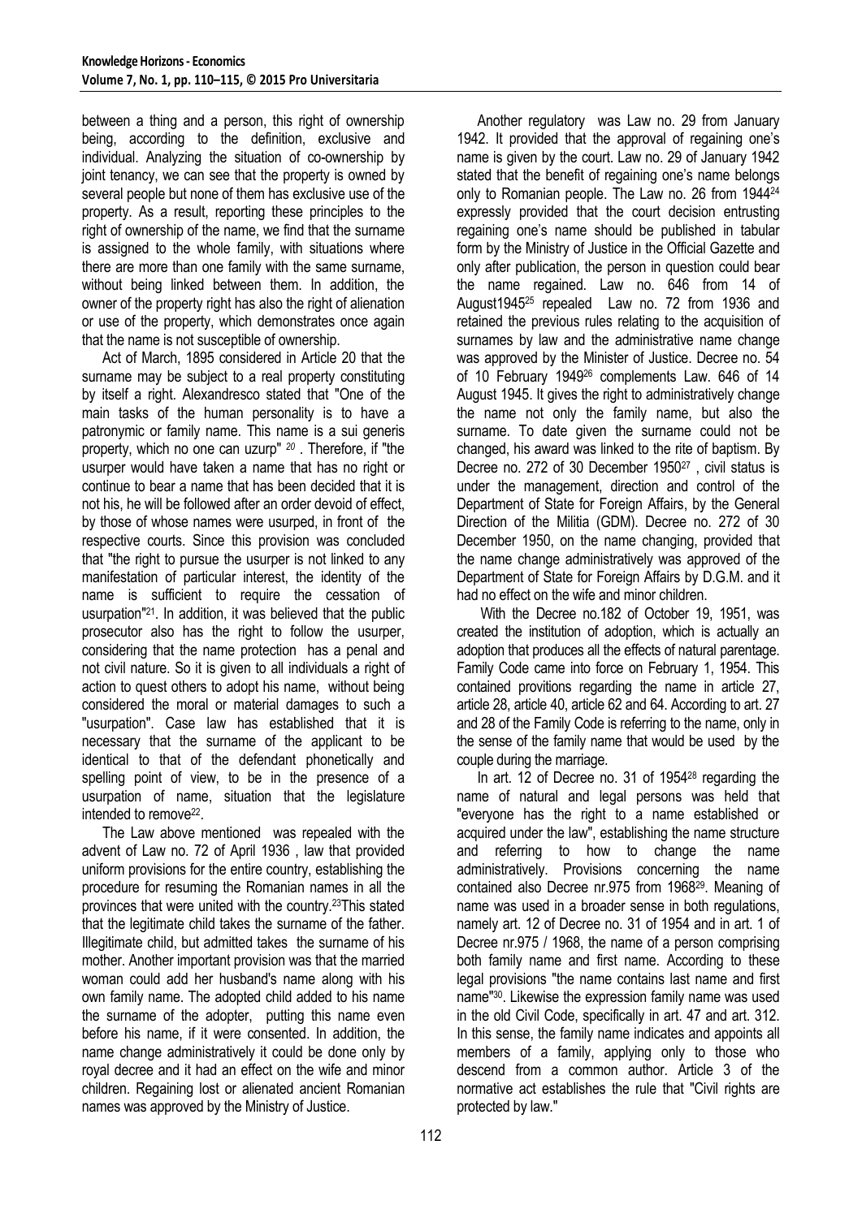between a thing and a person, this right of ownership being, according to the definition, exclusive and individual. Analyzing the situation of co-ownership by joint tenancy, we can see that the property is owned by several people but none of them has exclusive use of the property. As a result, reporting these principles to the right of ownership of the name, we find that the surname is assigned to the whole family, with situations where there are more than one family with the same surname, without being linked between them. In addition, the owner of the property right has also the right of alienation or use of the property, which demonstrates once again that the name is not susceptible of ownership.

Act of March, 1895 considered in Article 20 that the surname may be subject to a real property constituting by itself a right. Alexandresco stated that "One of the main tasks of the human personality is to have a patronymic or family name. This name is a sui generis property, which no one can uzurp" [20]. Therefore, if "the usurper would have taken a name that has no right or continue to bear a name that has been decided that it is not his, he will be followed after an order devoid of effect, by those of whose names were usurped, in front of the respective courts. Since this provision was concluded that "the right to pursue the usurper is not linked to any manifestation of particular interest, the identity of the name is sufficient to require the cessation of usurpation"[21]. In addition, it was believed that the public prosecutor also has the right to follow the usurper, considering that the name protection has a penal and not civil nature. So it is given to all individuals a right of action to quest others to adopt his name, without being considered the moral or material damages to such a "usurpation". Case law has established that it is necessary that the surname of the applicant to be identical to that of the defendant phonetically and spelling point of view, to be in the presence of a usurpation of name, situation that the legislature intended to remove[22].

The Law above mentioned was repealed with the advent of Law no. 72 of April 1936 , law that provided uniform provisions for the entire country, establishing the procedure for resuming the Romanian names in all the provinces that were united with the country.[23]This stated that the legitimate child takes the surname of the father. Illegitimate child, but admitted takes the surname of his mother. Another important provision was that the married woman could add her husband's name along with his own family name. The adopted child added to his name the surname of the adopter, putting this name even before his name, if it were consented. In addition, the name change administratively it could be done only by royal decree and it had an effect on the wife and minor children. Regaining lost or alienated ancient Romanian names was approved by the Ministry of Justice.

Another regulatory was Law no. 29 from January 1942. It provided that the approval of regaining one's name is given by the court. Law no. 29 of January 1942 stated that the benefit of regaining one's name belongs only to Romanian people. The Law no. 26 from 1944[24] expressly provided that the court decision entrusting regaining one's name should be published in tabular form by the Ministry of Justice in the Official Gazette and only after publication, the person in question could bear the name regained. Law no. 646 from 14 of August1945[25] repealed Law no. 72 from 1936 and retained the previous rules relating to the acquisition of surnames by law and the administrative name change was approved by the Minister of Justice. Decree no. 54 of 10 February 1949[26] complements Law. 646 of 14 August 1945. It gives the right to administratively change the name not only the family name, but also the surname. To date given the surname could not be changed, his award was linked to the rite of baptism. By Decree no. 272 of 30 December 1950[27] , civil status is under the management, direction and control of the Department of State for Foreign Affairs, by the General Direction of the Militia (GDM). Decree no. 272 of 30 December 1950, on the name changing, provided that the name change administratively was approved of the Department of State for Foreign Affairs by D.G.M. and it had no effect on the wife and minor children.

With the Decree no.182 of October 19, 1951, was created the institution of adoption, which is actually an adoption that produces all the effects of natural parentage. Family Code came into force on February 1, 1954. This contained provisions regarding the name in article 27, article 28, article 40, article 62 and 64. According to art. 27 and 28 of the Family Code is referring to the name, only in the sense of the family name that would be used by the couple during the marriage.

In art. 12 of Decree no. 31 of 1954[28] regarding the name of natural and legal persons was held that "everyone has the right to a name established or acquired under the law", establishing the name structure and referring to how to change the name administratively. Provisions concerning the name contained also Decree nr.975 from 1968[29]. Meaning of name was used in a broader sense in both regulations, namely art. 12 of Decree no. 31 of 1954 and in art. 1 of Decree nr.975 / 1968, the name of a person comprising both family name and first name. According to these legal provisions "the name contains last name and first name"[30]. Likewise the expression family name was used in the old Civil Code, specifically in art. 47 and art. 312. In this sense, the family name indicates and appoints all members of a family, applying only to those who descend from a common author. Article 3 of the normative act establishes the rule that "Civil rights are protected by law."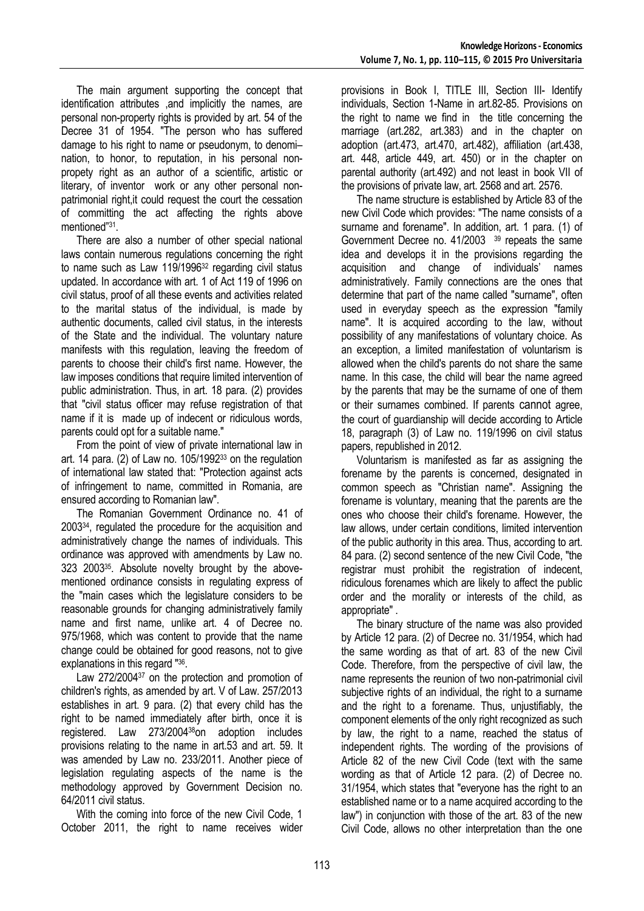The main argument supporting the concept that identification attributes ,and implicitly the names, are personal non-property rights is provided by art. 54 of the Decree 31 of 1954. "The person who has suffered damage to his right to name or pseudonym, to denomi– nation, to honor, to reputation, in his personal non-propety right as an author of a scientific, artistic or literary, of inventor work or any other personal non-patrimonial right,it could request the court the cessation of committing the act affecting the rights above mentioned"[31].

There are also a number of other special national laws contain numerous regulations concerning the right to name such as Law 119/1996[32] regarding civil status updated. In accordance with art. 1 of Act 119 of 1996 on civil status, proof of all these events and activities related to the marital status of the individual, is made by authentic documents, called civil status, in the interests of the State and the individual. The voluntary nature manifests with this regulation, leaving the freedom of parents to choose their child's first name. However, the law imposes conditions that require limited intervention of public administration. Thus, in art. 18 para. (2) provides that "civil status officer may refuse registration of that name if it is made up of indecent or ridiculous words, parents could opt for a suitable name."

From the point of view of private international law in art. 14 para. (2) of Law no. 105/1992[33] on the regulation of international law stated that: "Protection against acts of infringement to name, committed in Romania, are ensured according to Romanian law".

The Romanian Government Ordinance no. 41 of 2003[34], regulated the procedure for the acquisition and administratively change the names of individuals. This ordinance was approved with amendments by Law no. 323 2003[35]. Absolute novelty brought by the above-mentioned ordinance consists in regulating express of the "main cases which the legislature considers to be reasonable grounds for changing administratively family name and first name, unlike art. 4 of Decree no. 975/1968, which was content to provide that the name change could be obtained for good reasons, not to give explanations in this regard "[36].

Law 272/2004[37] on the protection and promotion of children's rights, as amended by art. V of Law. 257/2013 establishes in art. 9 para. (2) that every child has the right to be named immediately after birth, once it is registered. Law 273/2004[38]on adoption includes provisions relating to the name in art.53 and art. 59. It was amended by Law no. 233/2011. Another piece of legislation regulating aspects of the name is the methodology approved by Government Decision no. 64/2011 civil status.

With the coming into force of the new Civil Code, 1 October 2011, the right to name receives wider provisions in Book I, TITLE III, Section III- Identify individuals, Section 1-Name in art.82-85. Provisions on the right to name we find in the title concerning the marriage (art.282, art.383) and in the chapter on adoption (art.473, art.470, art.482), affiliation (art.438, art. 448, article 449, art. 450) or in the chapter on parental authority (art.492) and not least in book VII of the provisions of private law, art. 2568 and art. 2576.

The name structure is established by Article 83 of the new Civil Code which provides: "The name consists of a surname and forename". In addition, art. 1 para. (1) of Government Decree no. 41/2003 [39] repeats the same idea and develops it in the provisions regarding the acquisition and change of individuals' names administratively. Family connections are the ones that determine that part of the name called "surname", often used in everyday speech as the expression "family name". It is acquired according to the law, without possibility of any manifestations of voluntary choice. As an exception, a limited manifestation of voluntarism is allowed when the child's parents do not share the same name. In this case, the child will bear the name agreed by the parents that may be the surname of one of them or their surnames combined. If parents cannot agree, the court of guardianship will decide according to Article 18, paragraph (3) of Law no. 119/1996 on civil status papers, republished in 2012.

Voluntarism is manifested as far as assigning the forename by the parents is concerned, designated in common speech as "Christian name". Assigning the forename is voluntary, meaning that the parents are the ones who choose their child's forename. However, the law allows, under certain conditions, limited intervention of the public authority in this area. Thus, according to art. 84 para. (2) second sentence of the new Civil Code, "the registrar must prohibit the registration of indecent, ridiculous forenames which are likely to affect the public order and the morality or interests of the child, as appropriate" .

The binary structure of the name was also provided by Article 12 para. (2) of Decree no. 31/1954, which had the same wording as that of art. 83 of the new Civil Code. Therefore, from the perspective of civil law, the name represents the reunion of two non-patrimonial civil subjective rights of an individual, the right to a surname and the right to a forename. Thus, unjustifiably, the component elements of the only right recognized as such by law, the right to a name, reached the status of independent rights. The wording of the provisions of Article 82 of the new Civil Code (text with the same wording as that of Article 12 para. (2) of Decree no. 31/1954, which states that "everyone has the right to an established name or to a name acquired according to the law") in conjunction with those of the art. 83 of the new Civil Code, allows no other interpretation than the one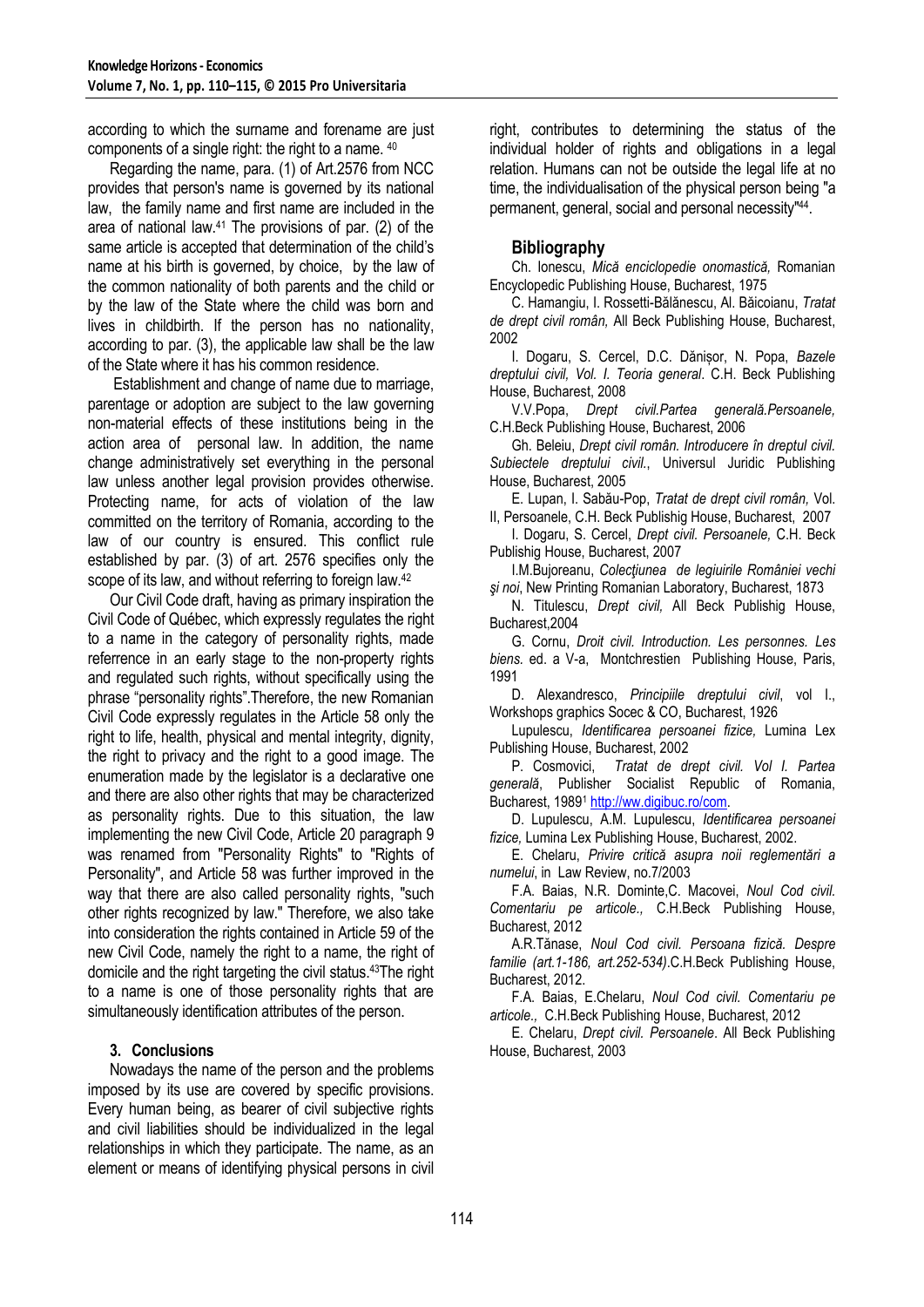according to which the surname and forename are just components of a single right: the right to a name. [40]

Regarding the name, para. (1) of Art.2576 from NCC provides that person's name is governed by its national law, the family name and first name are included in the area of national law.[41] The provisions of par. (2) of the same article is accepted that determination of the child's name at his birth is governed, by choice, by the law of the common nationality of both parents and the child or by the law of the State where the child was born and lives in childbirth. If the person has no nationality, according to par. (3), the applicable law shall be the law of the State where it has his common residence.

Establishment and change of name due to marriage, parentage or adoption are subject to the law governing non-material effects of these institutions being in the action area of personal law. In addition, the name change administratively set everything in the personal law unless another legal provision provides otherwise. Protecting name, for acts of violation of the law committed on the territory of Romania, according to the law of our country is ensured. This conflict rule established by par. (3) of art. 2576 specifies only the scope of its law, and without referring to foreign law.[42]

Our Civil Code draft, having as primary inspiration the Civil Code of Québec, which expressly regulates the right to a name in the category of personality rights, made referrence in an early stage to the non-property rights and regulated such rights, without specifically using the phrase "personality rights".Therefore, the new Romanian Civil Code expressly regulates in the Article 58 only the right to life, health, physical and mental integrity, dignity, the right to privacy and the right to a good image. The enumeration made by the legislator is a declarative one and there are also other rights that may be characterized as personality rights. Due to this situation, the law implementing the new Civil Code, Article 20 paragraph 9 was renamed from "Personality Rights" to "Rights of Personality", and Article 58 was further improved in the way that there are also called personality rights, "such other rights recognized by law." Therefore, we also take into consideration the rights contained in Article 59 of the new Civil Code, namely the right to a name, the right of domicile and the right targeting the civil status.[43]The right to a name is one of those personality rights that are simultaneously identification attributes of the person.

### 3. Conclusions

Nowadays the name of the person and the problems imposed by its use are covered by specific provisions. Every human being, as bearer of civil subjective rights and civil liabilities should be individualized in the legal relationships in which they participate. The name, as an element or means of identifying physical persons in civil right, contributes to determining the status of the individual holder of rights and obligations in a legal relation. Humans can not be outside the legal life at no time, the individualisation of the physical person being "a permanent, general, social and personal necessity"[44].

## Bibliography

Ch. Ionescu, *Mică enciclopedie onomastică,* Romanian Encyclopedic Publishing House, Bucharest, 1975

C. Hamangiu, I. Rossetti-Bălănescu, Al. Băicoianu, *Tratat de drept civil român,* All Beck Publishing House, Bucharest, 2002

I. Dogaru, S. Cercel, D.C. Dănișor, N. Popa, *Bazele dreptului civil, Vol. I. Teoria general*. C.H. Beck Publishing House, Bucharest, 2008

V.V.Popa, *Drept civil.Partea generală.Persoanele,* C.H.Beck Publishing House, Bucharest, 2006

Gh. Beleiu, *Drept civil român. Introducere în dreptul civil. Subiectele dreptului civil.*, Universul Juridic Publishing House, Bucharest, 2005

E. Lupan, I. Sabău-Pop, *Tratat de drept civil român,* Vol. II, Persoanele, C.H. Beck Publishig House, Bucharest, 2007

I. Dogaru, S. Cercel, *Drept civil. Persoanele,* C.H. Beck Publishig House, Bucharest, 2007

I.M.Bujoreanu, *Colecţiunea de legiuirile României vechi şi noi*, New Printing Romanian Laboratory, Bucharest, 1873

N. Titulescu, *Drept civil,* All Beck Publishig House, Bucharest,2004

G. Cornu, *Droit civil. Introduction. Les personnes. Les biens.* ed. a V-a, Montchrestien Publishing House, Paris, 1991

D. Alexandresco, *Principiile dreptului civil*, vol I., Workshops graphics Socec & CO, Bucharest, 1926

Lupulescu, *Identificarea persoanei fizice,* Lumina Lex Publishing House, Bucharest, 2002

P. Cosmovici, *Tratat de drept civil. Vol I. Partea generală*, Publisher Socialist Republic of Romania, Bucharest, 1989[1] http://ww.digibuc.ro/com.

D. Lupulescu, A.M. Lupulescu, *Identificarea persoanei fizice,* Lumina Lex Publishing House, Bucharest, 2002.

E. Chelaru, *Privire critică asupra noii reglementări a numelui*, in Law Review, no.7/2003

F.A. Baias, N.R. Dominte,C. Macovei, *Noul Cod civil. Comentariu pe articole.,* C.H.Beck Publishing House, Bucharest, 2012

A.R.Tănase, *Noul Cod civil. Persoana fizică. Despre familie (art.1-186, art.252-534)*.C.H.Beck Publishing House, Bucharest, 2012.

F.A. Baias, E.Chelaru, *Noul Cod civil. Comentariu pe articole.,* C.H.Beck Publishing House, Bucharest, 2012

E. Chelaru, *Drept civil. Persoanele*. All Beck Publishing House, Bucharest, 2003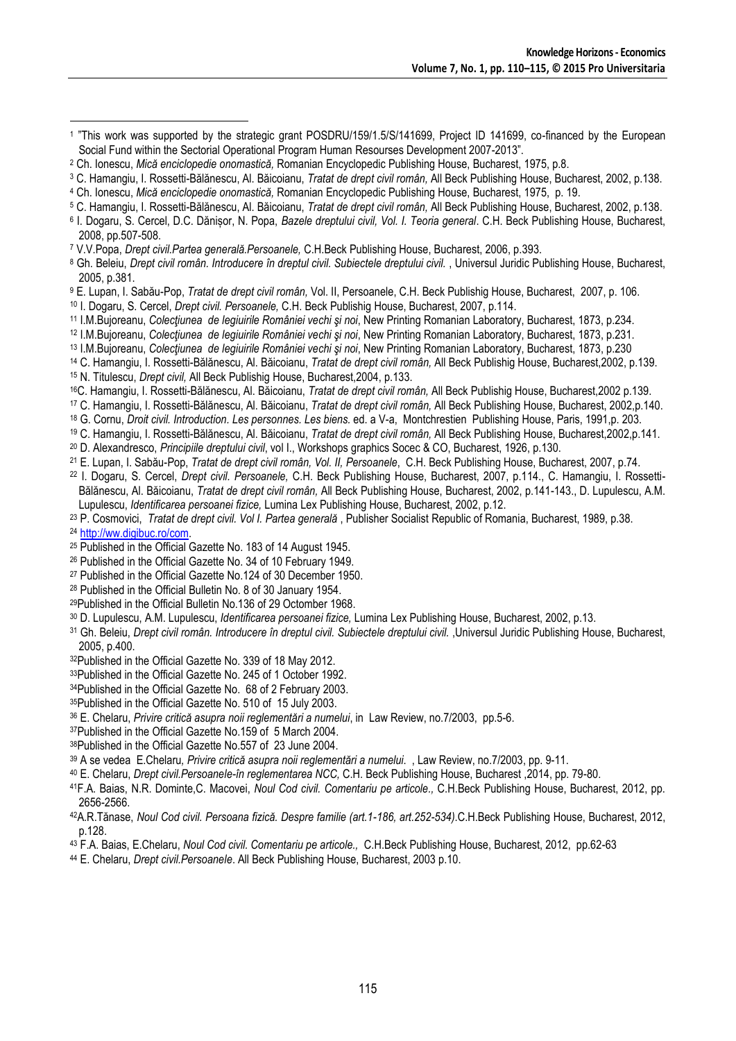[1] "This work was supported by the strategic grant POSDRU/159/1.5/S/141699, Project ID 141699, co-financed by the European Social Fund within the Sectorial Operational Program Human Resourses Development 2007-2013".

[2] Ch. Ionescu, *Mică enciclopedie onomastică,* Romanian Encyclopedic Publishing House, Bucharest, 1975, p.8.

[3] C. Hamangiu, I. Rossetti-Bălănescu, Al. Băicoianu, *Tratat de drept civil român,* All Beck Publishing House, Bucharest, 2002, p.138.

[4] Ch. Ionescu, *Mică enciclopedie onomastică,* Romanian Encyclopedic Publishing House, Bucharest, 1975, p. 19.

[5] C. Hamangiu, I. Rossetti-Bălănescu, Al. Băicoianu, *Tratat de drept civil român,* All Beck Publishing House, Bucharest, 2002, p.138.

[6] I. Dogaru, S. Cercel, D.C. Dănișor, N. Popa, *Bazele dreptului civil, Vol. I. Teoria general*. C.H. Beck Publishing House, Bucharest, 2008, pp.507-508.

[7] V.V.Popa, *Drept civil.Partea generală.Persoanele,* C.H.Beck Publishing House, Bucharest, 2006, p.393.

[8] Gh. Beleiu, *Drept civil român. Introducere în dreptul civil. Subiectele dreptului civil.* , Universul Juridic Publishing House, Bucharest, 2005, p.381.

[9] E. Lupan, I. Sabău-Pop, *Tratat de drept civil român,* Vol. II, Persoanele, C.H. Beck Publishig House, Bucharest, 2007, p. 106.

[10] I. Dogaru, S. Cercel, *Drept civil. Persoanele,* C.H. Beck Publishig House, Bucharest, 2007, p.114.

[11] I.M.Bujoreanu, *Colecţiunea de legiuirile României vechi şi noi*, New Printing Romanian Laboratory, Bucharest, 1873, p.234.

[12] I.M.Bujoreanu, *Colecţiunea de legiuirile României vechi şi noi*, New Printing Romanian Laboratory, Bucharest, 1873, p.231.

[13] I.M.Bujoreanu, *Colecţiunea de legiuirile României vechi şi noi*, New Printing Romanian Laboratory, Bucharest, 1873, p.230

[14] C. Hamangiu, I. Rossetti-Bălănescu, Al. Băicoianu, *Tratat de drept civil român,* All Beck Publishig House, Bucharest,2002, p.139.

[15] N. Titulescu, *Drept civil,* All Beck Publishig House, Bucharest,2004, p.133.

[16] C. Hamangiu, I. Rossetti-Bălănescu, Al. Băicoianu, *Tratat de drept civil român,* All Beck Publishig House, Bucharest,2002 p.139.

[17] C. Hamangiu, I. Rossetti-Bălănescu, Al. Băicoianu, *Tratat de drept civil român,* All Beck Publishing House, Bucharest, 2002,p.140.

[18] G. Cornu, *Droit civil. Introduction. Les personnes. Les biens.* ed. a V-a, Montchrestien Publishing House, Paris, 1991,p. 203.

[19] C. Hamangiu, I. Rossetti-Bălănescu, Al. Băicoianu, *Tratat de drept civil român,* All Beck Publishing House, Bucharest,2002,p.141.

[20] D. Alexandresco, *Principiile dreptului civil*, vol I., Workshops graphics Socec & CO, Bucharest, 1926, p.130.

[21] E. Lupan, I. Sabău-Pop, *Tratat de drept civil român, Vol. II, Persoanele,* C.H. Beck Publishing House, Bucharest, 2007, p.74.

[22] I. Dogaru, S. Cercel, *Drept civil. Persoanele,* C.H. Beck Publishing House, Bucharest, 2007, p.114., C. Hamangiu, I. Rossetti-Bălănescu, Al. Băicoianu, *Tratat de drept civil român,* All Beck Publishing House, Bucharest, 2002, p.141-143., D. Lupulescu, A.M. Lupulescu, *Identificarea persoanei fizice,* Lumina Lex Publishing House, Bucharest, 2002, p.12.

[23] P. Cosmovici, *Tratat de drept civil. Vol I. Partea generală* , Publisher Socialist Republic of Romania, Bucharest, 1989, p.38.

[24] http://www.digibuc.ro/com.

[25] Published in the Official Gazette No. 183 of 14 August 1945.

[26] Published in the Official Gazette No. 34 of 10 February 1949.

[27] Published in the Official Gazette No.124 of 30 December 1950.

[28] Published in the Official Bulletin No. 8 of 30 January 1954.

[29] Published in the Official Bulletin No.136 of 29 Octomber 1968.

[30] D. Lupulescu, A.M. Lupulescu, *Identificarea persoanei fizice,* Lumina Lex Publishing House, Bucharest, 2002, p.13.

[31] Gh. Beleiu, *Drept civil român. Introducere în dreptul civil. Subiectele dreptului civil.* ,Universul Juridic Publishing House, Bucharest, 2005, p.400.

[32] Published in the Official Gazette No. 339 of 18 May 2012.

[33] Published in the Official Gazette No. 245 of 1 October 1992.

[34] Published in the Official Gazette No. 68 of 2 February 2003.

[35] Published in the Official Gazette No. 510 of 15 July 2003.

[36] E. Chelaru, *Privire critică asupra noii reglementări a numelui*, in Law Review, no.7/2003, pp.5-6.

[37] Published in the Official Gazette No.159 of 5 March 2004.

[38] Published in the Official Gazette No.557 of 23 June 2004.

[39] A se vedea E.Chelaru, *Privire critică asupra noii reglementări a numelui.* , Law Review, no.7/2003, pp. 9-11.

[40] E. Chelaru, *Drept civil.Persoanele-în reglementarea NCC,* C.H. Beck Publishing House, Bucharest ,2014, pp. 79-80.

[41] F.A. Baias, N.R. Dominte,C. Macovei, *Noul Cod civil. Comentariu pe articole.,* C.H.Beck Publishing House, Bucharest, 2012, pp. 2656-2566.

[42] A.R.Tănase, *Noul Cod civil. Persoana fizică. Despre familie (art.1-186, art.252-534).*C.H.Beck Publishing House, Bucharest, 2012, p.128.

[43] F.A. Baias, E.Chelaru, *Noul Cod civil. Comentariu pe articole.,* C.H.Beck Publishing House, Bucharest, 2012, pp.62-63

[44] E. Chelaru, *Drept civil.Persoanele*. All Beck Publishing House, Bucharest, 2003 p.10.